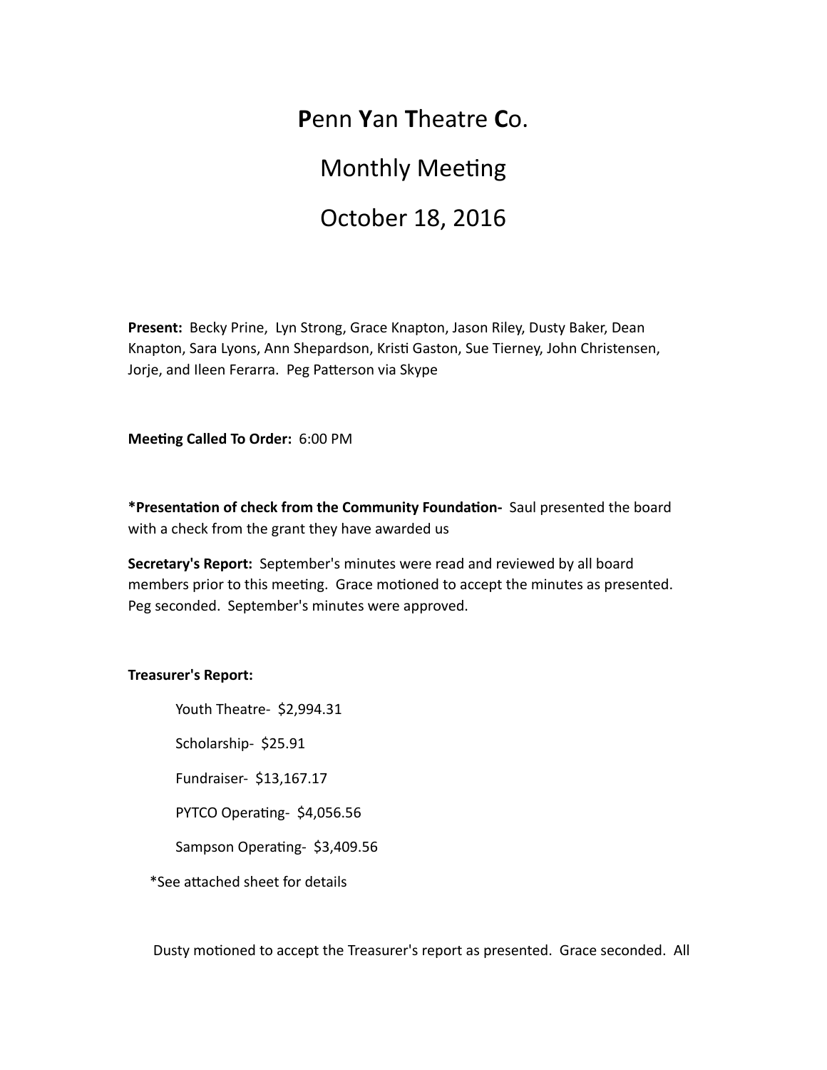# **P**enn **Y**an **T**heatre **C**o.

## Monthly Meeting

## October 18, 2016

**Present:** Becky Prine, Lyn Strong, Grace Knapton, Jason Riley, Dusty Baker, Dean Knapton, Sara Lyons, Ann Shepardson, Kristi Gaston, Sue Tierney, John Christensen, Jorje, and Ileen Ferarra. Peg Patterson via Skype

**Meeting Called To Order:** 6:00 PM

***Presentation of check from the Community Foundation-** Saul presented the board with a check from the grant they have awarded us

**Secretary's Report:** September's minutes were read and reviewed by all board members prior to this meeting. Grace motioned to accept the minutes as presented. Peg seconded. September's minutes were approved.

**Treasurer's Report:**

Youth Theatre- $2,994.31

Scholarship- $25.91

Fundraiser- $13,167.17

PYTCO Operating- $4,056.56

Sampson Operating- $3,409.56

*See attached sheet for details

Dusty motioned to accept the Treasurer's report as presented. Grace seconded. All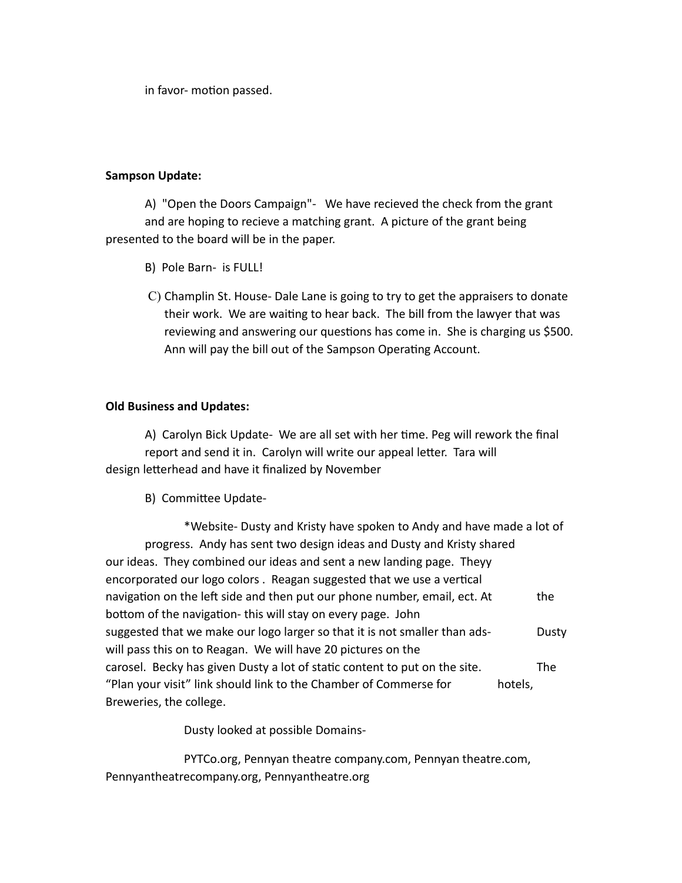in favor- motion passed.

**Sampson Update:**

A) "Open the Doors Campaign"- We have recieved the check from the grant and are hoping to recieve a matching grant. A picture of the grant being presented to the board will be in the paper.

B) Pole Barn- is FULL!

C) Champlin St. House- Dale Lane is going to try to get the appraisers to donate their work. We are waiting to hear back. The bill from the lawyer that was reviewing and answering our questions has come in. She is charging us $500. Ann will pay the bill out of the Sampson Operating Account.

**Old Business and Updates:**

A) Carolyn Bick Update- We are all set with her time. Peg will rework the final report and send it in. Carolyn will write our appeal letter. Tara will design letterhead and have it finalized by November

B) Committee Update-

*Website- Dusty and Kristy have spoken to Andy and have made a lot of progress. Andy has sent two design ideas and Dusty and Kristy shared our ideas. They combined our ideas and sent a new landing page. Theyy encorporated our logo colors . Reagan suggested that we use a vertical navigation on the left side and then put our phone number, email, ect. At the bottom of the navigation- this will stay on every page. John suggested that we make our logo larger so that it is not smaller than ads- Dusty will pass this on to Reagan. We will have 20 pictures on the carosel. Becky has given Dusty a lot of static content to put on the site. The "Plan your visit" link should link to the Chamber of Commerse for hotels, Breweries, the college.

Dusty looked at possible Domains-

PYTCo.org, Pennyan theatre company.com, Pennyan theatre.com, Pennyantheatrecompany.org, Pennyantheatre.org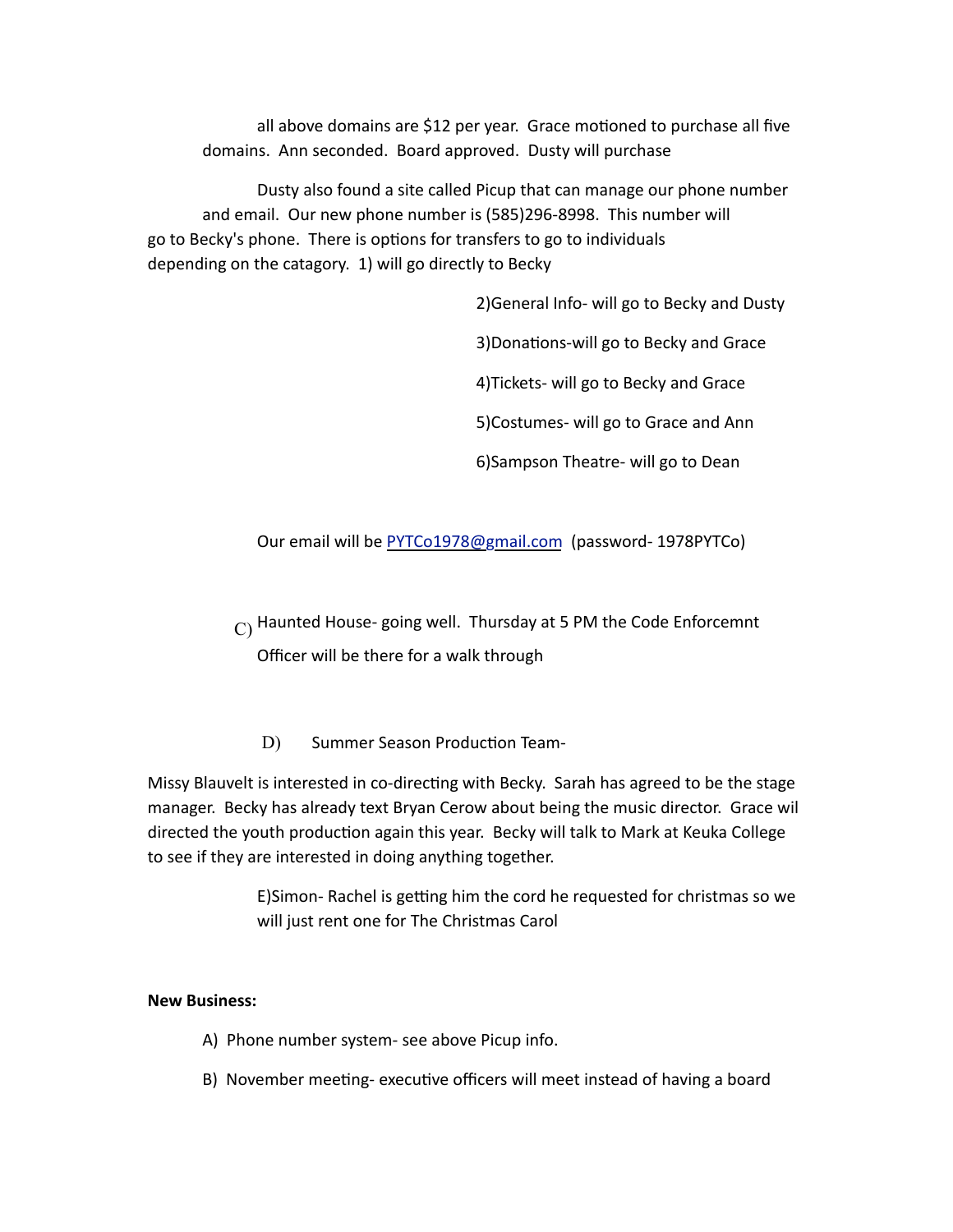all above domains are $12 per year. Grace motioned to purchase all five domains. Ann seconded. Board approved. Dusty will purchase

Dusty also found a site called Picup that can manage our phone number and email. Our new phone number is (585)296-8998. This number will go to Becky's phone. There is options for transfers to go to individuals depending on the catagory. 1) will go directly to Becky

2)General Info- will go to Becky and Dusty

3)Donations-will go to Becky and Grace

4)Tickets- will go to Becky and Grace

5)Costumes- will go to Grace and Ann

6)Sampson Theatre- will go to Dean

Our email will be PYTCo1978@gmail.com (password- 1978PYTCo)

C) Haunted House- going well. Thursday at 5 PM the Code Enforcemnt Officer will be there for a walk through

D) Summer Season Production Team-

Missy Blauvelt is interested in co-directing with Becky. Sarah has agreed to be the stage manager. Becky has already text Bryan Cerow about being the music director. Grace wil directed the youth production again this year. Becky will talk to Mark at Keuka College to see if they are interested in doing anything together.

E)Simon- Rachel is getting him the cord he requested for christmas so we will just rent one for The Christmas Carol

**New Business:**

A) Phone number system- see above Picup info.

B) November meeting- executive officers will meet instead of having a board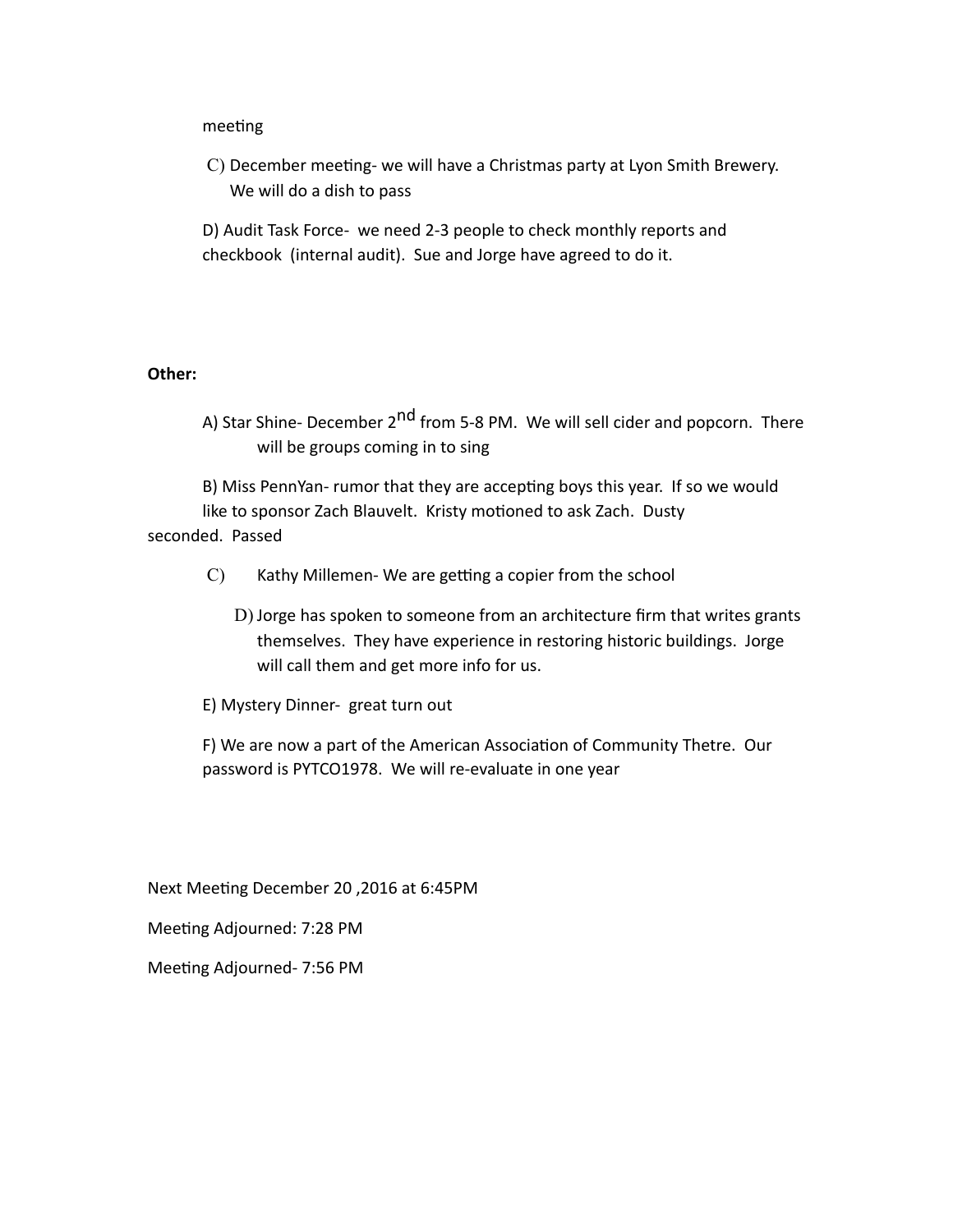meeting

C) December meeting- we will have a Christmas party at Lyon Smith Brewery. We will do a dish to pass

D) Audit Task Force- we need 2-3 people to check monthly reports and checkbook (internal audit). Sue and Jorge have agreed to do it.

**Other:**

A) Star Shine- December 2nd from 5-8 PM. We will sell cider and popcorn. There will be groups coming in to sing

B) Miss PennYan- rumor that they are accepting boys this year. If so we would like to sponsor Zach Blauvelt. Kristy motioned to ask Zach. Dusty seconded. Passed

C) Kathy Millemen- We are getting a copier from the school

D) Jorge has spoken to someone from an architecture firm that writes grants themselves. They have experience in restoring historic buildings. Jorge will call them and get more info for us.

E) Mystery Dinner- great turn out

F) We are now a part of the American Association of Community Thetre. Our password is PYTCO1978. We will re-evaluate in one year

Next Meeting December 20 ,2016 at 6:45PM

Meeting Adjourned: 7:28 PM

Meeting Adjourned- 7:56 PM